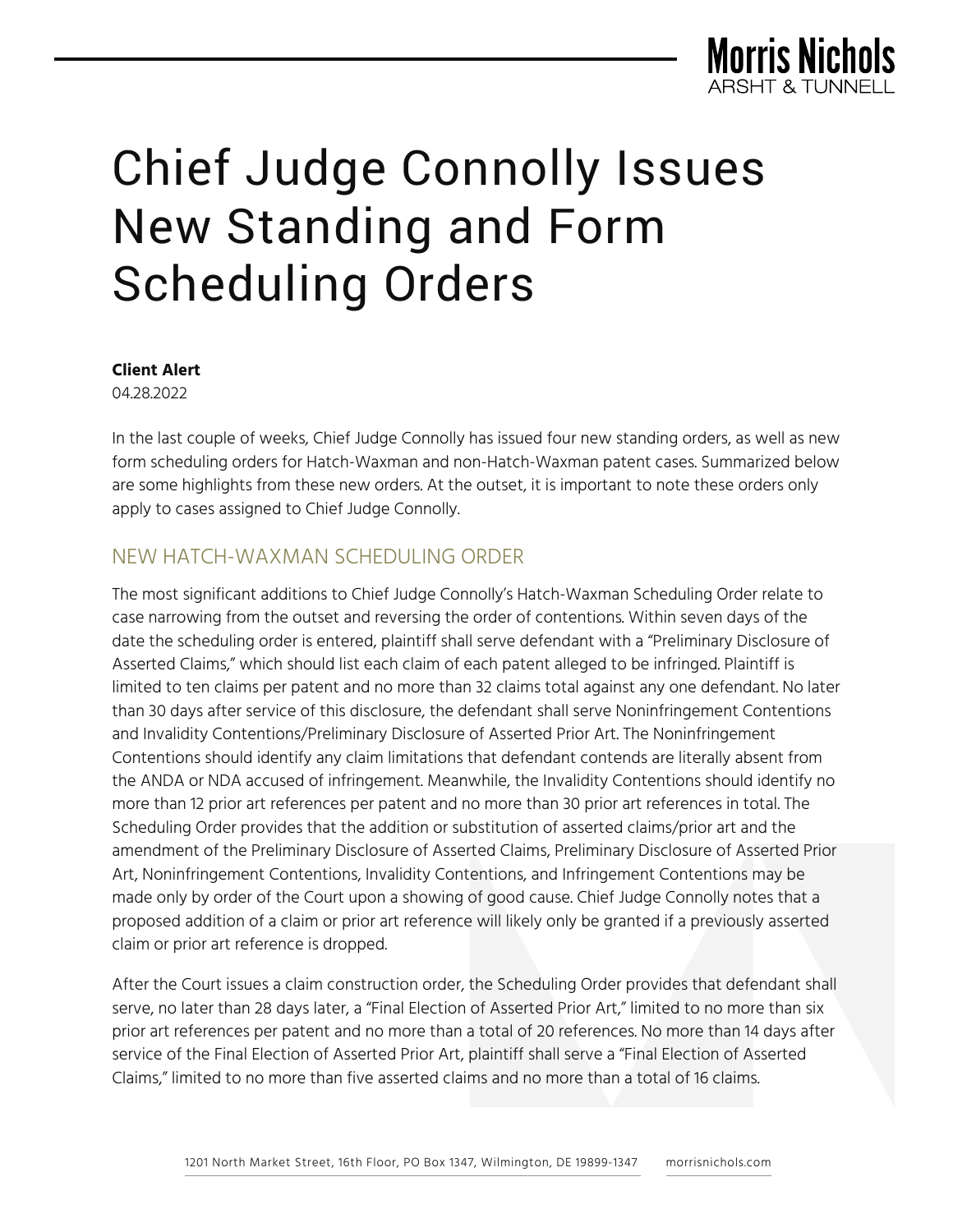# Chief Judge Connolly Issues New Standing and Form Scheduling Orders

**Client Alert**
04.28.2022

In the last couple of weeks, Chief Judge Connolly has issued four new standing orders, as well as new form scheduling orders for Hatch-Waxman and non-Hatch-Waxman patent cases. Summarized below are some highlights from these new orders. At the outset, it is important to note these orders only apply to cases assigned to Chief Judge Connolly.

## NEW HATCH-WAXMAN SCHEDULING ORDER

The most significant additions to Chief Judge Connolly's Hatch-Waxman Scheduling Order relate to case narrowing from the outset and reversing the order of contentions. Within seven days of the date the scheduling order is entered, plaintiff shall serve defendant with a "Preliminary Disclosure of Asserted Claims," which should list each claim of each patent alleged to be infringed. Plaintiff is limited to ten claims per patent and no more than 32 claims total against any one defendant. No later than 30 days after service of this disclosure, the defendant shall serve Noninfringement Contentions and Invalidity Contentions/Preliminary Disclosure of Asserted Prior Art. The Noninfringement Contentions should identify any claim limitations that defendant contends are literally absent from the ANDA or NDA accused of infringement. Meanwhile, the Invalidity Contentions should identify no more than 12 prior art references per patent and no more than 30 prior art references in total. The Scheduling Order provides that the addition or substitution of asserted claims/prior art and the amendment of the Preliminary Disclosure of Asserted Claims, Preliminary Disclosure of Asserted Prior Art, Noninfringement Contentions, Invalidity Contentions, and Infringement Contentions may be made only by order of the Court upon a showing of good cause. Chief Judge Connolly notes that a proposed addition of a claim or prior art reference will likely only be granted if a previously asserted claim or prior art reference is dropped.

After the Court issues a claim construction order, the Scheduling Order provides that defendant shall serve, no later than 28 days later, a "Final Election of Asserted Prior Art," limited to no more than six prior art references per patent and no more than a total of 20 references. No more than 14 days after service of the Final Election of Asserted Prior Art, plaintiff shall serve a "Final Election of Asserted Claims," limited to no more than five asserted claims and no more than a total of 16 claims.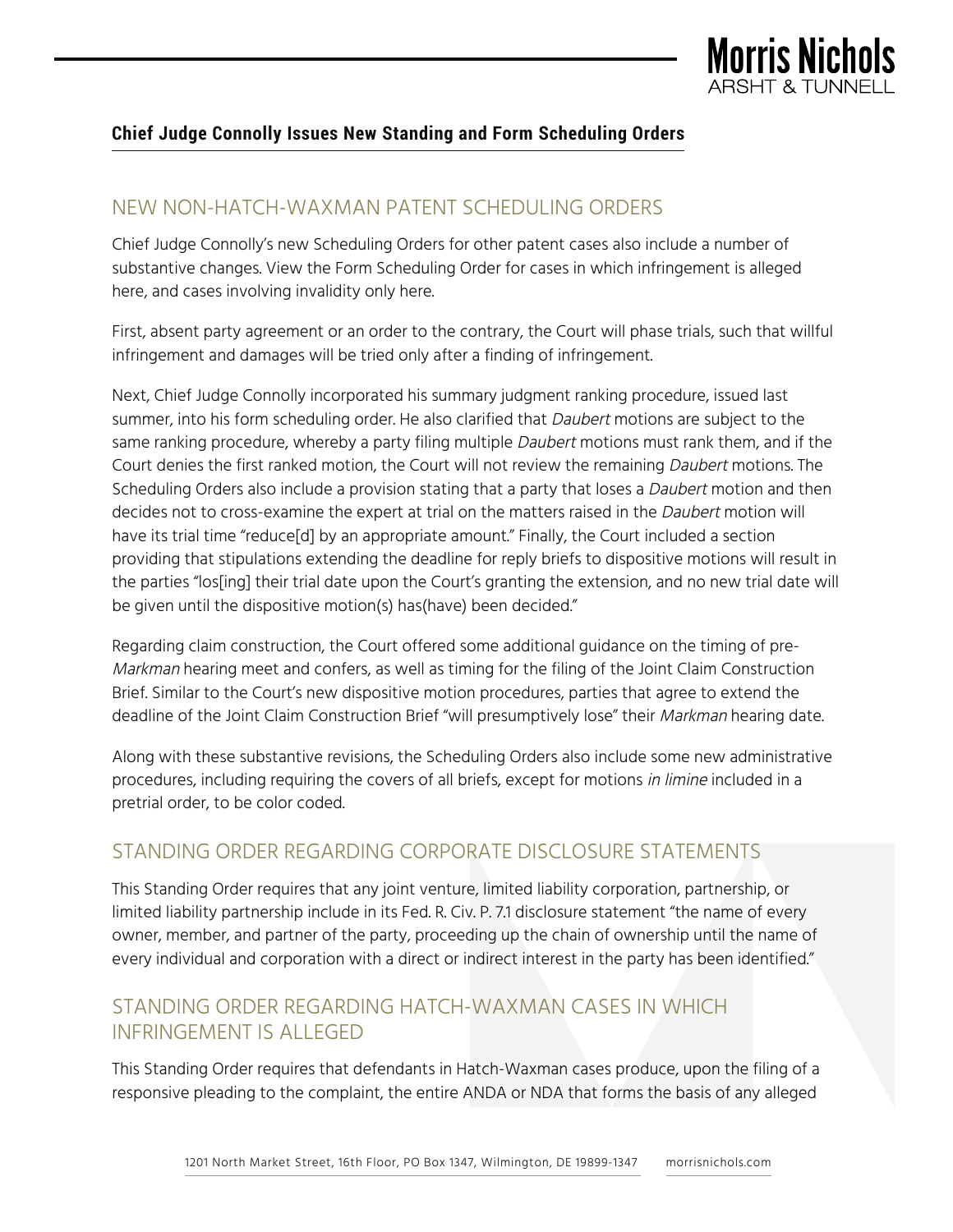## NEW NON-HATCH-WAXMAN PATENT SCHEDULING ORDERS

Chief Judge Connolly's new Scheduling Orders for other patent cases also include a number of substantive changes. View the Form Scheduling Order for cases in which infringement is alleged here, and cases involving invalidity only here.

First, absent party agreement or an order to the contrary, the Court will phase trials, such that willful infringement and damages will be tried only after a finding of infringement.

Next, Chief Judge Connolly incorporated his summary judgment ranking procedure, issued last summer, into his form scheduling order. He also clarified that *Daubert* motions are subject to the same ranking procedure, whereby a party filing multiple *Daubert* motions must rank them, and if the Court denies the first ranked motion, the Court will not review the remaining *Daubert* motions. The Scheduling Orders also include a provision stating that a party that loses a *Daubert* motion and then decides not to cross-examine the expert at trial on the matters raised in the *Daubert* motion will have its trial time "reduce[d] by an appropriate amount." Finally, the Court included a section providing that stipulations extending the deadline for reply briefs to dispositive motions will result in the parties "los[ing] their trial date upon the Court's granting the extension, and no new trial date will be given until the dispositive motion(s) has(have) been decided."

Regarding claim construction, the Court offered some additional guidance on the timing of pre-*Markman* hearing meet and confers, as well as timing for the filing of the Joint Claim Construction Brief. Similar to the Court's new dispositive motion procedures, parties that agree to extend the deadline of the Joint Claim Construction Brief "will presumptively lose" their *Markman* hearing date.

Along with these substantive revisions, the Scheduling Orders also include some new administrative procedures, including requiring the covers of all briefs, except for motions *in limine* included in a pretrial order, to be color coded.

## STANDING ORDER REGARDING CORPORATE DISCLOSURE STATEMENTS

This Standing Order requires that any joint venture, limited liability corporation, partnership, or limited liability partnership include in its Fed. R. Civ. P. 7.1 disclosure statement "the name of every owner, member, and partner of the party, proceeding up the chain of ownership until the name of every individual and corporation with a direct or indirect interest in the party has been identified."

## STANDING ORDER REGARDING HATCH-WAXMAN CASES IN WHICH INFRINGEMENT IS ALLEGED

This Standing Order requires that defendants in Hatch-Waxman cases produce, upon the filing of a responsive pleading to the complaint, the entire ANDA or NDA that forms the basis of any alleged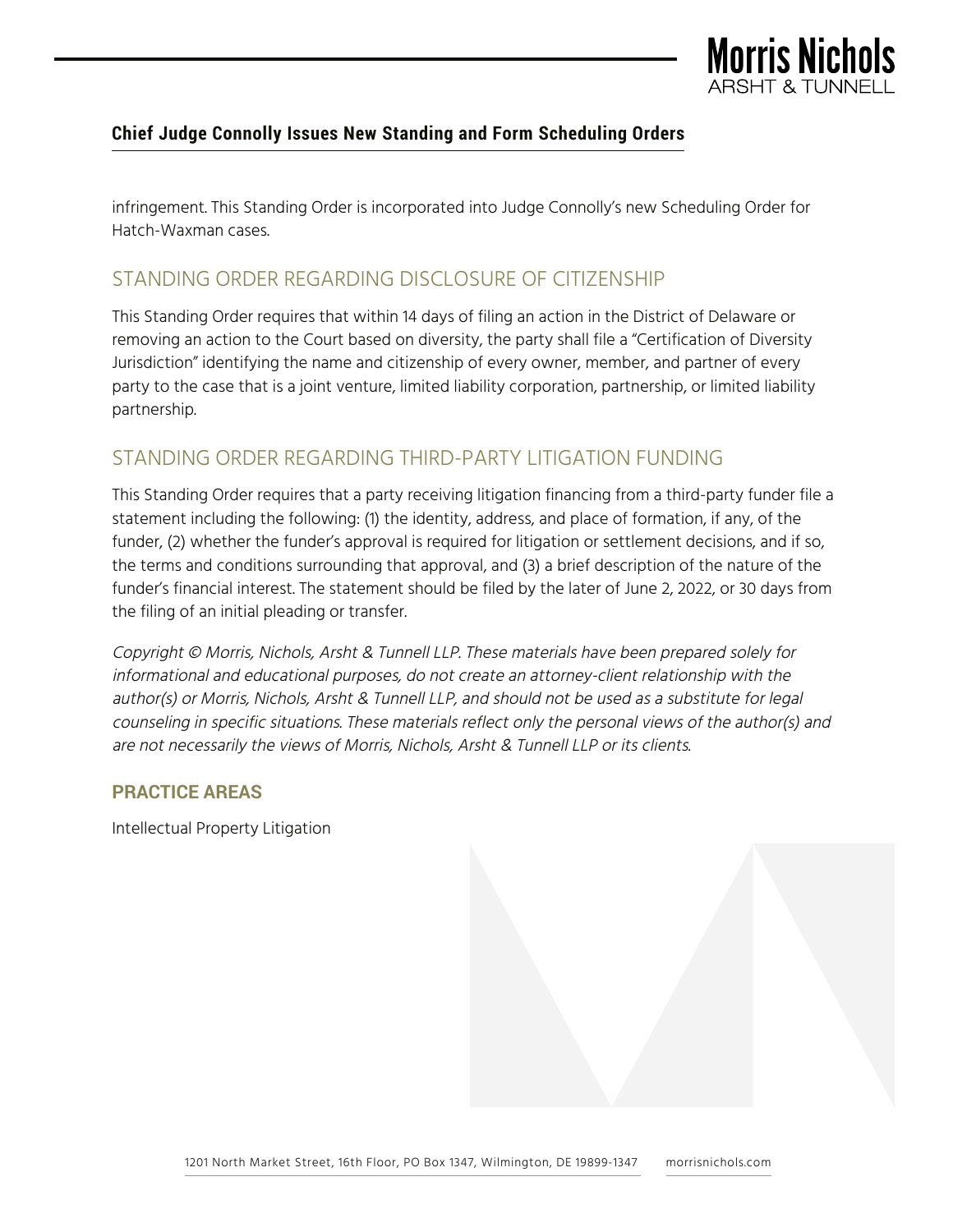infringement. This Standing Order is incorporated into Judge Connolly's new Scheduling Order for Hatch-Waxman cases.

## STANDING ORDER REGARDING DISCLOSURE OF CITIZENSHIP

This Standing Order requires that within 14 days of filing an action in the District of Delaware or removing an action to the Court based on diversity, the party shall file a "Certification of Diversity Jurisdiction" identifying the name and citizenship of every owner, member, and partner of every party to the case that is a joint venture, limited liability corporation, partnership, or limited liability partnership.

## STANDING ORDER REGARDING THIRD-PARTY LITIGATION FUNDING

This Standing Order requires that a party receiving litigation financing from a third-party funder file a statement including the following: (1) the identity, address, and place of formation, if any, of the funder, (2) whether the funder's approval is required for litigation or settlement decisions, and if so, the terms and conditions surrounding that approval, and (3) a brief description of the nature of the funder's financial interest. The statement should be filed by the later of June 2, 2022, or 30 days from the filing of an initial pleading or transfer.

*Copyright © Morris, Nichols, Arsht & Tunnell LLP. These materials have been prepared solely for informational and educational purposes, do not create an attorney-client relationship with the author(s) or Morris, Nichols, Arsht & Tunnell LLP, and should not be used as a substitute for legal counseling in specific situations. These materials reflect only the personal views of the author(s) and are not necessarily the views of Morris, Nichols, Arsht & Tunnell LLP or its clients.*

### PRACTICE AREAS

Intellectual Property Litigation